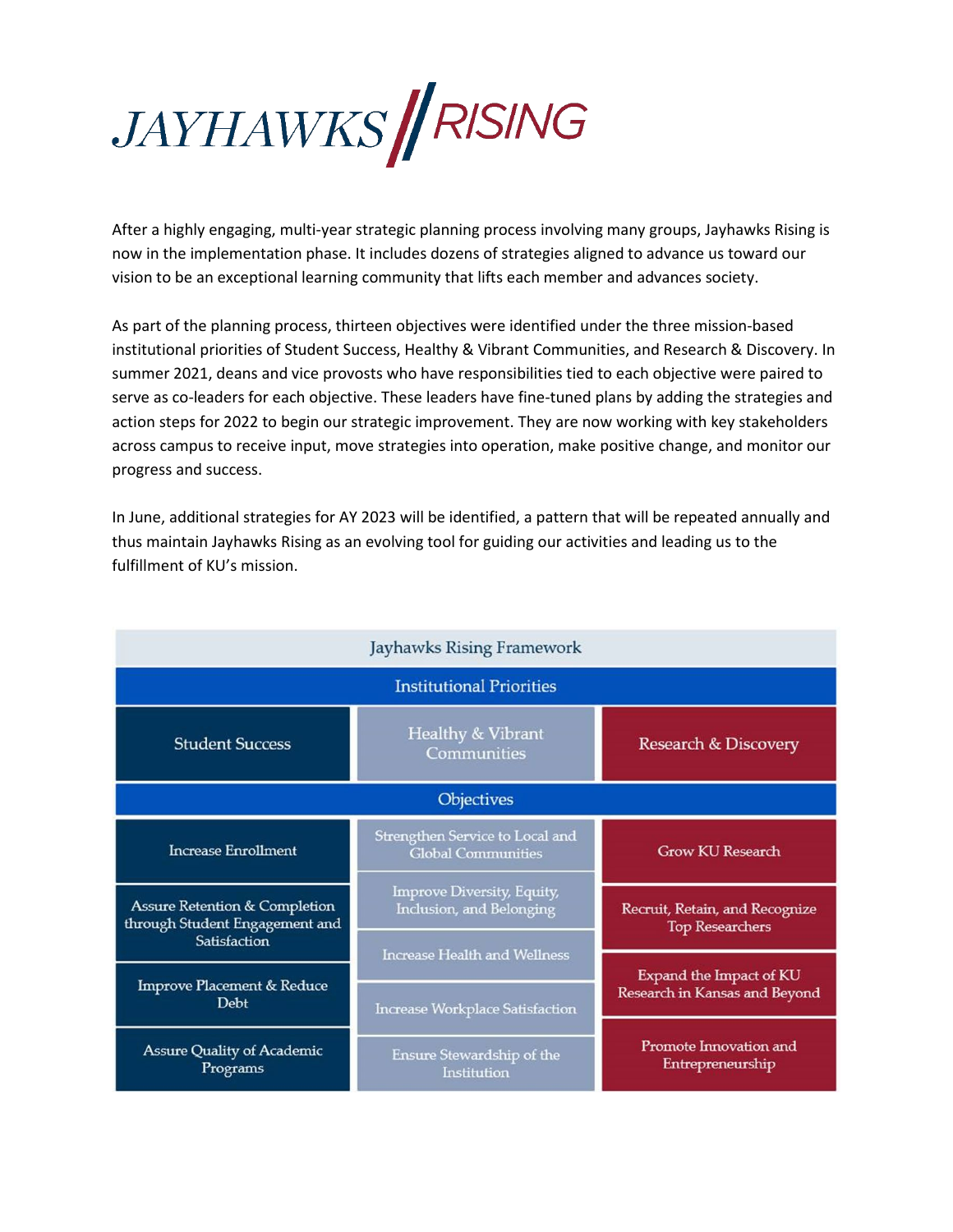# JAYHAWKS // RISING

After a highly engaging, multi-year strategic planning process involving many groups, Jayhawks Rising is now in the implementation phase. It includes dozens of strategies aligned to advance us toward our vision to be an exceptional learning community that lifts each member and advances society.

As part of the planning process, thirteen objectives were identified under the three mission-based institutional priorities of Student Success, Healthy & Vibrant Communities, and Research & Discovery. In summer 2021, deans and vice provosts who have responsibilities tied to each objective were paired to serve as co-leaders for each objective. These leaders have fine-tuned plans by adding the strategies and action steps for 2022 to begin our strategic improvement. They are now working with key stakeholders across campus to receive input, move strategies into operation, make positive change, and monitor our progress and success.

In June, additional strategies for AY 2023 will be identified, a pattern that will be repeated annually and thus maintain Jayhawks Rising as an evolving tool for guiding our activities and leading us to the fulfillment of KU's mission.

**Jayhawks Rising Framework**

| Student Success | Healthy & Vibrant Communities | Research & Discovery |
|---|---|---|
| **Objectives** | | |
| Increase Enrollment | Strengthen Service to Local and Global Communities | Grow KU Research |
| Assure Retention & Completion through Student Engagement and Satisfaction | Improve Diversity, Equity, Inclusion, and Belonging | Recruit, Retain, and Recognize Top Researchers |
| | Increase Health and Wellness | Expand the Impact of KU Research in Kansas and Beyond |
| Improve Placement & Reduce Debt | Increase Workplace Satisfaction | Promote Innovation and Entrepreneurship |
| Assure Quality of Academic Programs | Ensure Stewardship of the Institution | |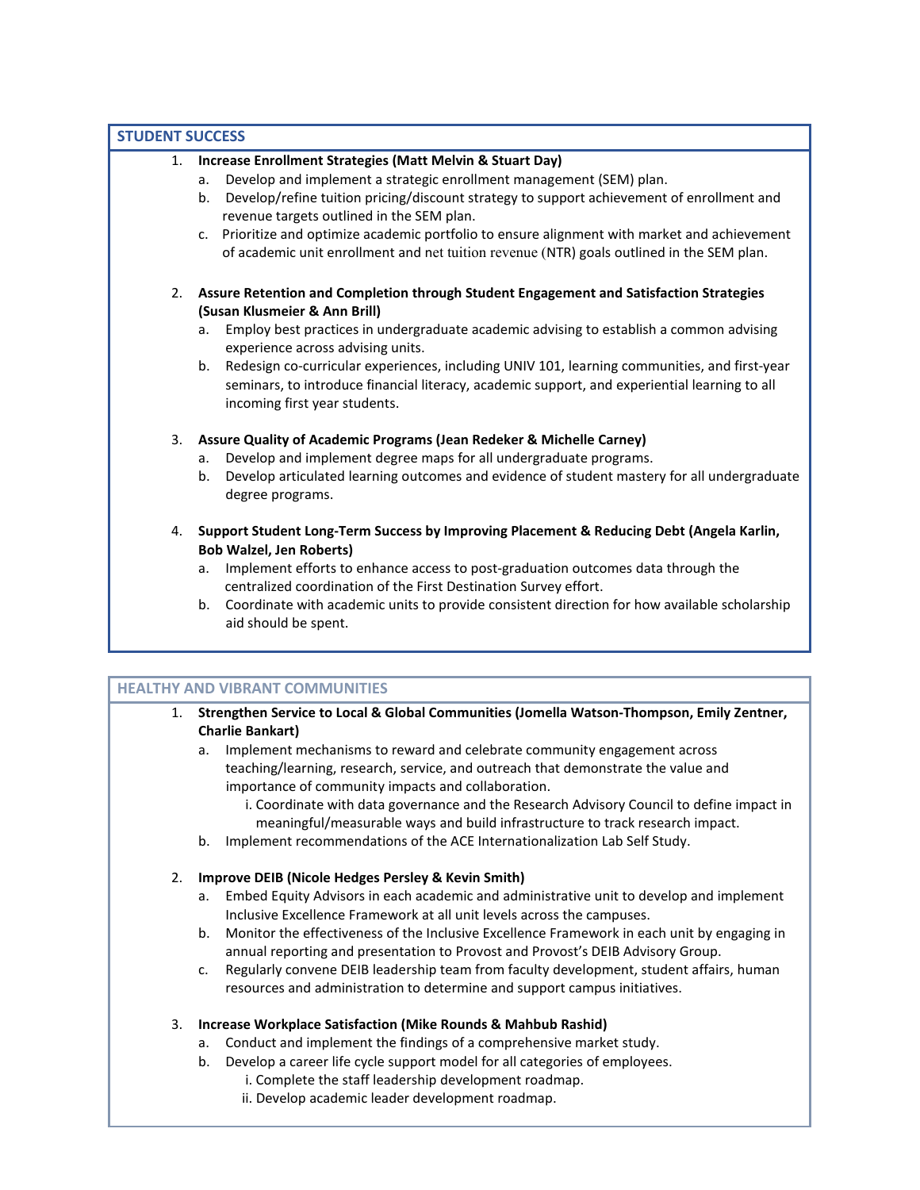## STUDENT SUCCESS

1. **Increase Enrollment Strategies (Matt Melvin & Stuart Day)**
   a. Develop and implement a strategic enrollment management (SEM) plan.
   b. Develop/refine tuition pricing/discount strategy to support achievement of enrollment and revenue targets outlined in the SEM plan.
   c. Prioritize and optimize academic portfolio to ensure alignment with market and achievement of academic unit enrollment and net tuition revenue (NTR) goals outlined in the SEM plan.

2. **Assure Retention and Completion through Student Engagement and Satisfaction Strategies (Susan Klusmeier & Ann Brill)**
   a. Employ best practices in undergraduate academic advising to establish a common advising experience across advising units.
   b. Redesign co-curricular experiences, including UNIV 101, learning communities, and first-year seminars, to introduce financial literacy, academic support, and experiential learning to all incoming first year students.

3. **Assure Quality of Academic Programs (Jean Redeker & Michelle Carney)**
   a. Develop and implement degree maps for all undergraduate programs.
   b. Develop articulated learning outcomes and evidence of student mastery for all undergraduate degree programs.

4. **Support Student Long-Term Success by Improving Placement & Reducing Debt (Angela Karlin, Bob Walzel, Jen Roberts)**
   a. Implement efforts to enhance access to post-graduation outcomes data through the centralized coordination of the First Destination Survey effort.
   b. Coordinate with academic units to provide consistent direction for how available scholarship aid should be spent.

## HEALTHY AND VIBRANT COMMUNITIES

1. **Strengthen Service to Local & Global Communities (Jomella Watson-Thompson, Emily Zentner, Charlie Bankart)**
   a. Implement mechanisms to reward and celebrate community engagement across teaching/learning, research, service, and outreach that demonstrate the value and importance of community impacts and collaboration.
      i. Coordinate with data governance and the Research Advisory Council to define impact in meaningful/measurable ways and build infrastructure to track research impact.
   b. Implement recommendations of the ACE Internationalization Lab Self Study.

2. **Improve DEIB (Nicole Hedges Persley & Kevin Smith)**
   a. Embed Equity Advisors in each academic and administrative unit to develop and implement Inclusive Excellence Framework at all unit levels across the campuses.
   b. Monitor the effectiveness of the Inclusive Excellence Framework in each unit by engaging in annual reporting and presentation to Provost and Provost's DEIB Advisory Group.
   c. Regularly convene DEIB leadership team from faculty development, student affairs, human resources and administration to determine and support campus initiatives.

3. **Increase Workplace Satisfaction (Mike Rounds & Mahbub Rashid)**
   a. Conduct and implement the findings of a comprehensive market study.
   b. Develop a career life cycle support model for all categories of employees.
      i. Complete the staff leadership development roadmap.
      ii. Develop academic leader development roadmap.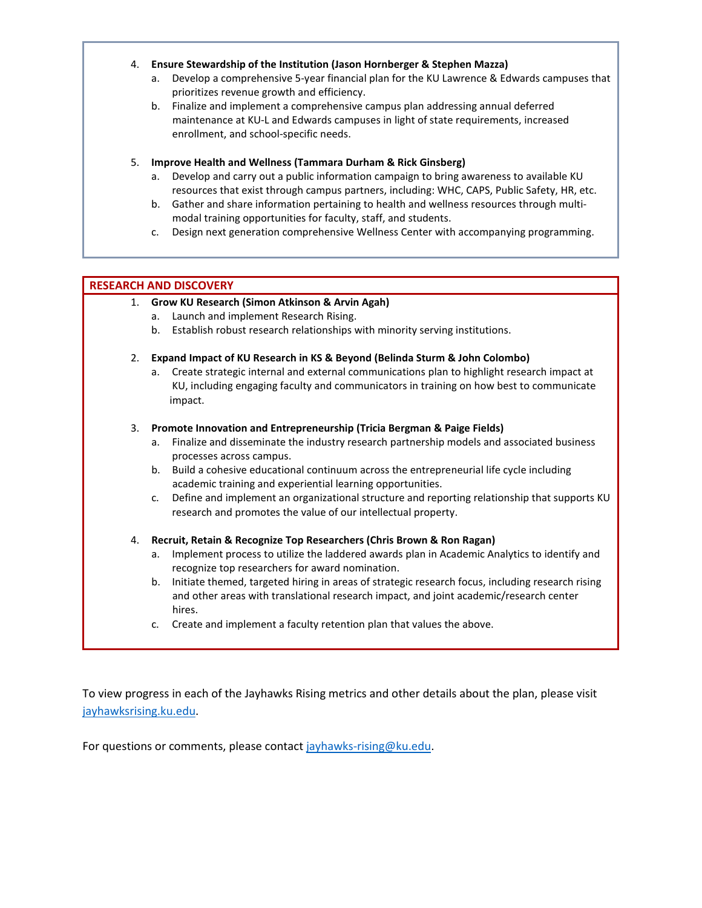4. **Ensure Stewardship of the Institution (Jason Hornberger & Stephen Mazza)**
    a. Develop a comprehensive 5-year financial plan for the KU Lawrence & Edwards campuses that prioritizes revenue growth and efficiency.
    b. Finalize and implement a comprehensive campus plan addressing annual deferred maintenance at KU-L and Edwards campuses in light of state requirements, increased enrollment, and school-specific needs.

5. **Improve Health and Wellness (Tammara Durham & Rick Ginsberg)**
    a. Develop and carry out a public information campaign to bring awareness to available KU resources that exist through campus partners, including: WHC, CAPS, Public Safety, HR, etc.
    b. Gather and share information pertaining to health and wellness resources through multi-modal training opportunities for faculty, staff, and students.
    c. Design next generation comprehensive Wellness Center with accompanying programming.

## RESEARCH AND DISCOVERY

1. **Grow KU Research (Simon Atkinson & Arvin Agah)**
    a. Launch and implement Research Rising.
    b. Establish robust research relationships with minority serving institutions.

2. **Expand Impact of KU Research in KS & Beyond (Belinda Sturm & John Colombo)**
    a. Create strategic internal and external communications plan to highlight research impact at KU, including engaging faculty and communicators in training on how best to communicate impact.

3. **Promote Innovation and Entrepreneurship (Tricia Bergman & Paige Fields)**
    a. Finalize and disseminate the industry research partnership models and associated business processes across campus.
    b. Build a cohesive educational continuum across the entrepreneurial life cycle including academic training and experiential learning opportunities.
    c. Define and implement an organizational structure and reporting relationship that supports KU research and promotes the value of our intellectual property.

4. **Recruit, Retain & Recognize Top Researchers (Chris Brown & Ron Ragan)**
    a. Implement process to utilize the laddered awards plan in Academic Analytics to identify and recognize top researchers for award nomination.
    b. Initiate themed, targeted hiring in areas of strategic research focus, including research rising and other areas with translational research impact, and joint academic/research center hires.
    c. Create and implement a faculty retention plan that values the above.

To view progress in each of the Jayhawks Rising metrics and other details about the plan, please visit [jayhawksrising.ku.edu](jayhawksrising.ku.edu).

For questions or comments, please contact [jayhawks-rising@ku.edu](mailto:jayhawks-rising@ku.edu).